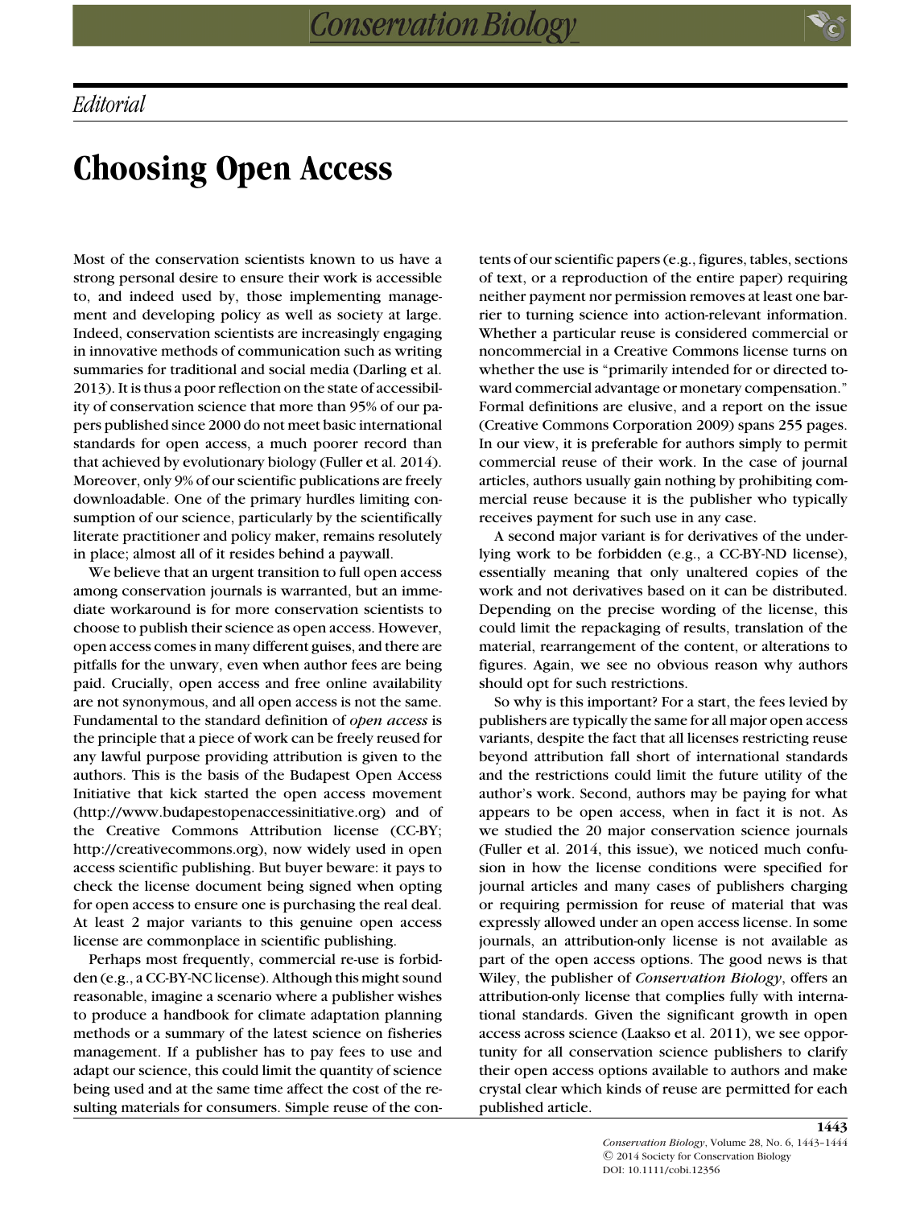*Editorial*

# Choosing Open Access

Most of the conservation scientists known to us have a strong personal desire to ensure their work is accessible to, and indeed used by, those implementing management and developing policy as well as society at large. Indeed, conservation scientists are increasingly engaging in innovative methods of communication such as writing summaries for traditional and social media (Darling et al. 2013). It is thus a poor reflection on the state of accessibility of conservation science that more than 95% of our papers published since 2000 do not meet basic international standards for open access, a much poorer record than that achieved by evolutionary biology (Fuller et al. 2014). Moreover, only 9% of our scientific publications are freely downloadable. One of the primary hurdles limiting consumption of our science, particularly by the scientifically literate practitioner and policy maker, remains resolutely in place; almost all of it resides behind a paywall.

We believe that an urgent transition to full open access among conservation journals is warranted, but an immediate workaround is for more conservation scientists to choose to publish their science as open access. However, open access comes in many different guises, and there are pitfalls for the unwary, even when author fees are being paid. Crucially, open access and free online availability are not synonymous, and all open access is not the same. Fundamental to the standard definition of *open access* is the principle that a piece of work can be freely reused for any lawful purpose providing attribution is given to the authors. This is the basis of the Budapest Open Access Initiative that kick started the open access movement (http://www.budapestopenaccessinitiative.org) and of the Creative Commons Attribution license (CC-BY; http://creativecommons.org), now widely used in open access scientific publishing. But buyer beware: it pays to check the license document being signed when opting for open access to ensure one is purchasing the real deal. At least 2 major variants to this genuine open access license are commonplace in scientific publishing.

Perhaps most frequently, commercial re-use is forbidden (e.g., a CC-BY-NC license). Although this might sound reasonable, imagine a scenario where a publisher wishes to produce a handbook for climate adaptation planning methods or a summary of the latest science on fisheries management. If a publisher has to pay fees to use and adapt our science, this could limit the quantity of science being used and at the same time affect the cost of the resulting materials for consumers. Simple reuse of the contents of our scientific papers (e.g., figures, tables, sections of text, or a reproduction of the entire paper) requiring neither payment nor permission removes at least one barrier to turning science into action-relevant information. Whether a particular reuse is considered commercial or noncommercial in a Creative Commons license turns on whether the use is "primarily intended for or directed toward commercial advantage or monetary compensation." Formal definitions are elusive, and a report on the issue (Creative Commons Corporation 2009) spans 255 pages. In our view, it is preferable for authors simply to permit commercial reuse of their work. In the case of journal articles, authors usually gain nothing by prohibiting commercial reuse because it is the publisher who typically receives payment for such use in any case.

A second major variant is for derivatives of the underlying work to be forbidden (e.g., a CC-BY-ND license), essentially meaning that only unaltered copies of the work and not derivatives based on it can be distributed. Depending on the precise wording of the license, this could limit the repackaging of results, translation of the material, rearrangement of the content, or alterations to figures. Again, we see no obvious reason why authors should opt for such restrictions.

So why is this important? For a start, the fees levied by publishers are typically the same for all major open access variants, despite the fact that all licenses restricting reuse beyond attribution fall short of international standards and the restrictions could limit the future utility of the author's work. Second, authors may be paying for what appears to be open access, when in fact it is not. As we studied the 20 major conservation science journals (Fuller et al. 2014, this issue), we noticed much confusion in how the license conditions were specified for journal articles and many cases of publishers charging or requiring permission for reuse of material that was expressly allowed under an open access license. In some journals, an attribution-only license is not available as part of the open access options. The good news is that Wiley, the publisher of *Conservation Biology*, offers an attribution-only license that complies fully with international standards. Given the significant growth in open access across science (Laakso et al. 2011), we see opportunity for all conservation science publishers to clarify their open access options available to authors and make crystal clear which kinds of reuse are permitted for each published article.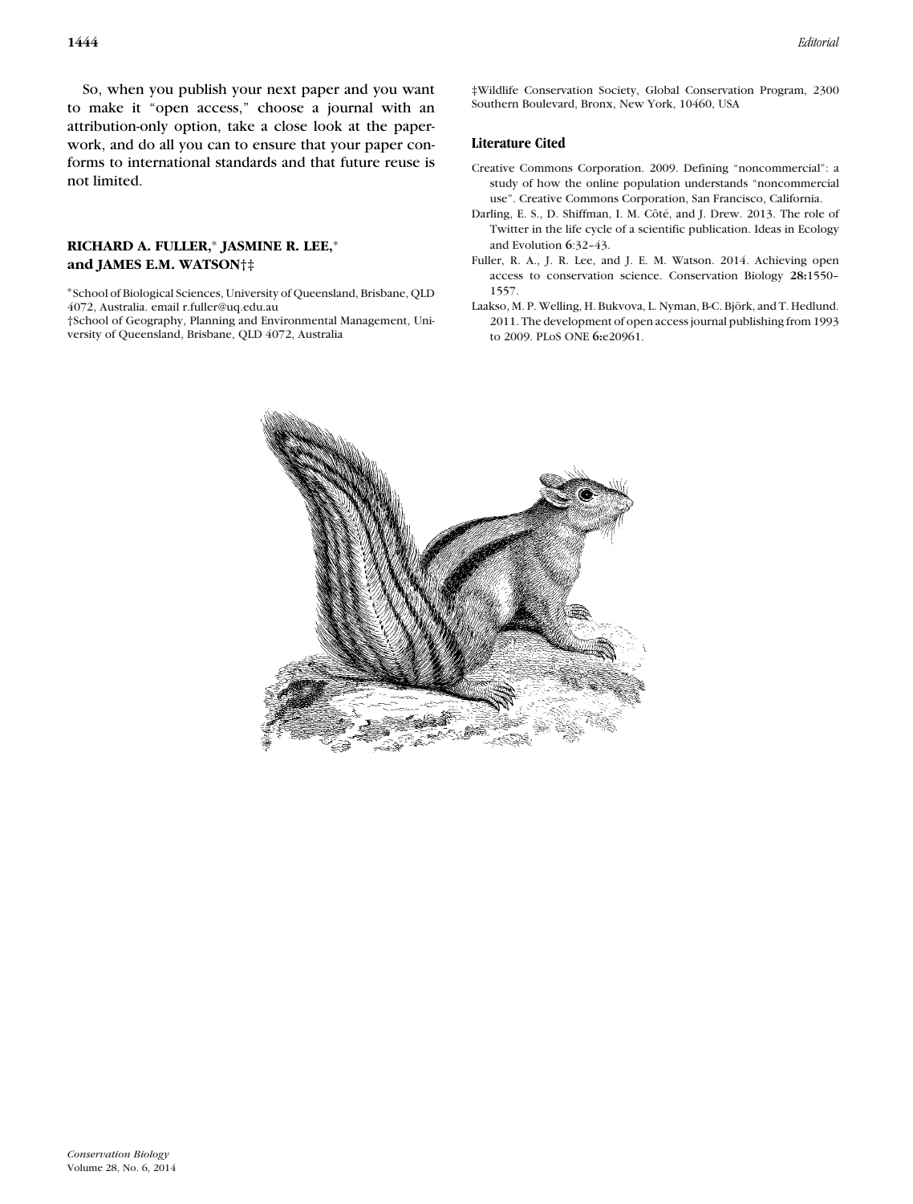So, when you publish your next paper and you want to make it "open access," choose a journal with an attribution-only option, take a close look at the paperwork, and do all you can to ensure that your paper conforms to international standards and that future reuse is not limited.

**RICHARD A. FULLER,* JASMINE R. LEE,* and JAMES E.M. WATSON†‡**

*School of Biological Sciences, University of Queensland, Brisbane, QLD 4072, Australia. email r.fuller@uq.edu.au

†School of Geography, Planning and Environmental Management, University of Queensland, Brisbane, QLD 4072, Australia

‡Wildlife Conservation Society, Global Conservation Program, 2300 Southern Boulevard, Bronx, New York, 10460, USA

## Literature Cited

Creative Commons Corporation. 2009. Defining "noncommercial": a study of how the online population understands "noncommercial use". Creative Commons Corporation, San Francisco, California.

Darling, E. S., D. Shiffman, I. M. Côté, and J. Drew. 2013. The role of Twitter in the life cycle of a scientific publication. Ideas in Ecology and Evolution **6**:32–43.

Fuller, R. A., J. R. Lee, and J. E. M. Watson. 2014. Achieving open access to conservation science. Conservation Biology **28:**1550–1557.

Laakso, M. P. Welling, H. Bukvova, L. Nyman, B-C. Björk, and T. Hedlund. 2011. The development of open access journal publishing from 1993 to 2009. PLoS ONE **6:**e20961.